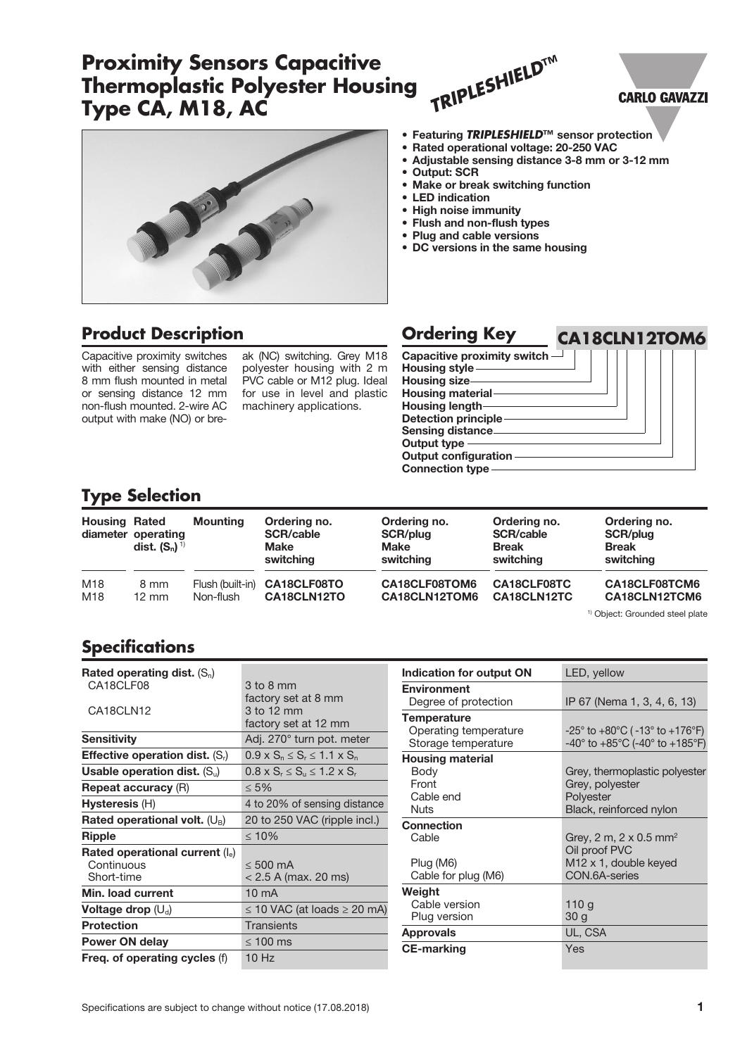# Proximity Sensors Capacitive Thermoplastic Polyester Housing Type CA, M18, AC

*TRIPLESHIELD™*

CARLO GAVAZZI

- **Featuring *TRIPLESHIELD*™ sensor protection**
- **Rated operational voltage: 20-250 VAC**
- **Adjustable sensing distance 3-8 mm or 3-12 mm**
- **Output: SCR**
- **Make or break switching function**
- **LED indication**
- **High noise immunity**
- **Flush and non-flush types**
- **Plug and cable versions**
- **DC versions in the same housing**

## Product Description

Capacitive proximity switches with either sensing distance 8 mm flush mounted in metal or sensing distance 12 mm non-flush mounted. 2-wire AC output with make (NO) or break (NC) switching. Grey M18 polyester housing with 2 m PVC cable or M12 plug. Ideal for use in level and plastic machinery applications.

## Ordering Key

**CA18CLN12TOM6**

- Capacitive proximity switch
- Housing style
- Housing size
- Housing material
- Housing length
- Detection principle
- Sensing distance
- Output type
- Output configuration
- Connection type

## Type Selection

| Housing diameter | Rated operating dist. ($S_n$) [1] | Mounting | Ordering no. SCR/cable Make switching | Ordering no. SCR/plug Make switching | Ordering no. SCR/cable Break switching | Ordering no. SCR/plug Break switching |
|---|---|---|---|---|---|---|
| M18 | 8 mm | Flush (built-in) | CA18CLF08TO | CA18CLF08TOM6 | CA18CLF08TC | CA18CLF08TCM6 |
| M18 | 12 mm | Non-flush | CA18CLN12TO | CA18CLN12TOM6 | CA18CLN12TC | CA18CLN12TCM6 |

[1] Object: Grounded steel plate

## Specifications

| | |
|---|---|
| **Rated operating dist.** ($S_n$) | |
| CA18CLF08 | 3 to 8 mm factory set at 8 mm |
| CA18CLN12 | 3 to 12 mm factory set at 12 mm |
| **Sensitivity** | Adj. 270° turn pot. meter |
| **Effective operation dist.** ($S_r$) | $0.9 \times S_n \leq S_r \leq 1.1 \times S_n$ |
| **Usable operation dist.** ($S_u$) | $0.8 \times S_r \leq S_u \leq 1.2 \times S_r$ |
| **Repeat accuracy** (R) | ≤ 5% |
| **Hysteresis** (H) | 4 to 20% of sensing distance |
| **Rated operational volt.** ($U_B$) | 20 to 250 VAC (ripple incl.) |
| **Ripple** | ≤ 10% |
| **Rated operational current** ($I_e$) | |
| Continuous | ≤ 500 mA |
| Short-time | < 2.5 A (max. 20 ms) |
| **Min. load current** | 10 mA |
| **Voltage drop** ($U_d$) | ≤ 10 VAC (at loads ≥ 20 mA) |
| **Protection** | Transients |
| **Power ON delay** | ≤ 100 ms |
| **Freq. of operating cycles** (f) | 10 Hz |

| | |
|---|---|
| **Indication for output ON** | LED, yellow |
| **Environment** | |
| Degree of protection | IP 67 (Nema 1, 3, 4, 6, 13) |
| **Temperature** | |
| Operating temperature | -25° to +80°C (-13° to +176°F) |
| Storage temperature | -40° to +85°C (-40° to +185°F) |
| **Housing material** | |
| Body | Grey, thermoplastic polyester |
| Front | Grey, polyester |
| Cable end | Polyester |
| Nuts | Black, reinforced nylon |
| **Connection** | |
| Cable | Grey, 2 m, 2 x 0.5 mm² Oil proof PVC |
| Plug (M6) | M12 x 1, double keyed |
| Cable for plug (M6) | CON.6A-series |
| **Weight** | |
| Cable version | 110 g |
| Plug version | 30 g |
| **Approvals** | UL, CSA |
| **CE-marking** | Yes |

Specifications are subject to change without notice (17.08.2018)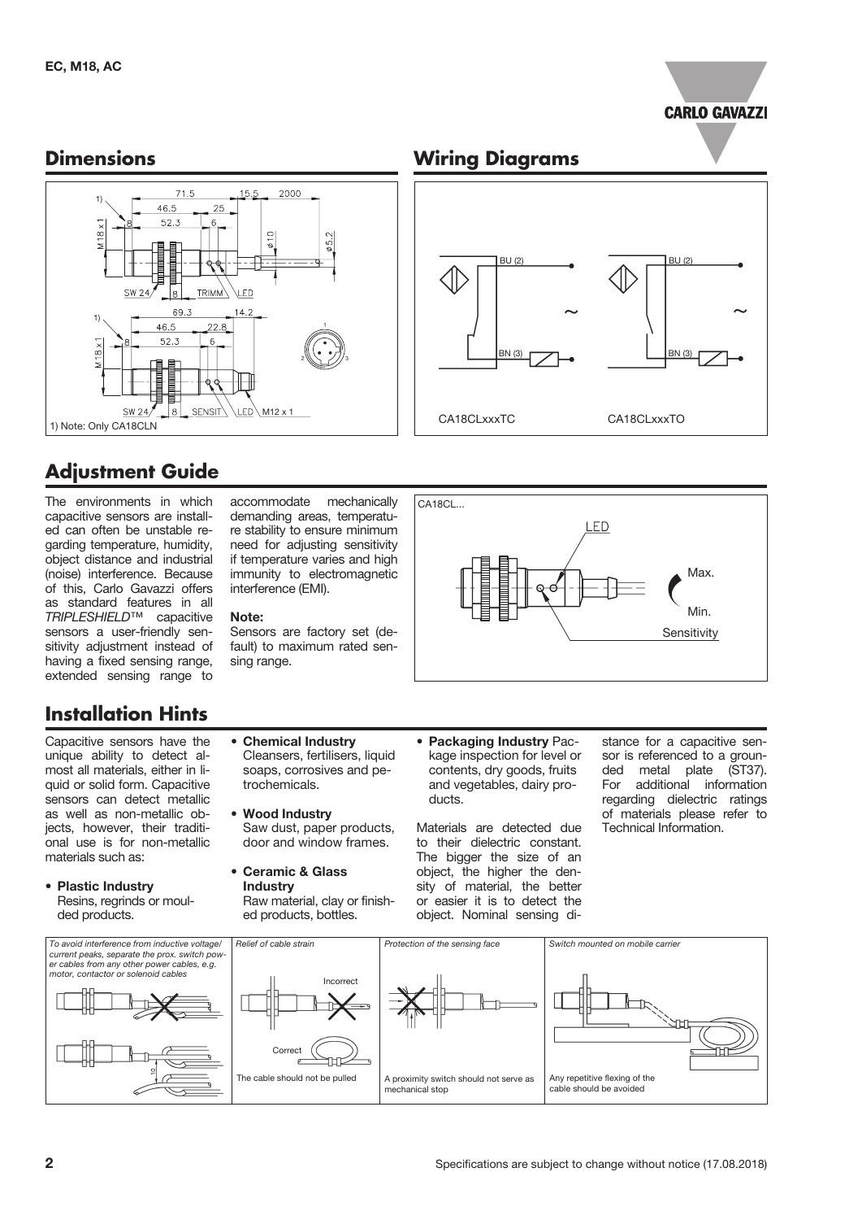## Dimensions

1) Note: Only CA18CLN

## Wiring Diagrams

CA18CLxxxTC CA18CLxxxTO

## Adjustment Guide

The environments in which capacitive sensors are installed can often be unstable regarding temperature, humidity, object distance and industrial (noise) interference. Because of this, Carlo Gavazzi offers as standard features in all *TRIPLESHIELD*™ capacitive sensors a user-friendly sensitivity adjustment instead of having a fixed sensing range, extended sensing range to accommodate mechanically demanding areas, temperature stability to ensure minimum need for adjusting sensitivity if temperature varies and high immunity to electromagnetic interference (EMI).

**Note:**
Sensors are factory set (default) to maximum rated sensing range.

## Installation Hints

Capacitive sensors have the unique ability to detect almost all materials, either in liquid or solid form. Capacitive sensors can detect metallic as well as non-metallic objects, however, their traditional use is for non-metallic materials such as:

- **Plastic Industry**
  Resins, regrinds or moulded products.
- **Chemical Industry**
  Cleansers, fertilisers, liquid soaps, corrosives and petrochemicals.
- **Wood Industry**
  Saw dust, paper products, door and window frames.
- **Ceramic & Glass Industry**
  Raw material, clay or finished products, bottles.
- **Packaging Industry** Package inspection for level or contents, dry goods, fruits and vegetables, dairy products.

Materials are detected due to their dielectric constant. The bigger the size of an object, the higher the density of material, the better or easier it is to detect the object. Nominal sensing distance for a capacitive sensor is referenced to a grounded metal plate (ST37). For additional information regarding dielectric ratings of materials please refer to Technical Information.

| *To avoid interference from inductive voltage/current peaks, separate the prox. switch power cables from any other power cables, e.g. motor, contactor or solenoid cables* | *Relief of cable strain* | *Protection of the sensing face* | *Switch mounted on mobile carrier* |
|---|---|---|---|
| | Incorrect / Correct — The cable should not be pulled | A proximity switch should not serve as mechanical stop | Any repetitive flexing of the cable should be avoided |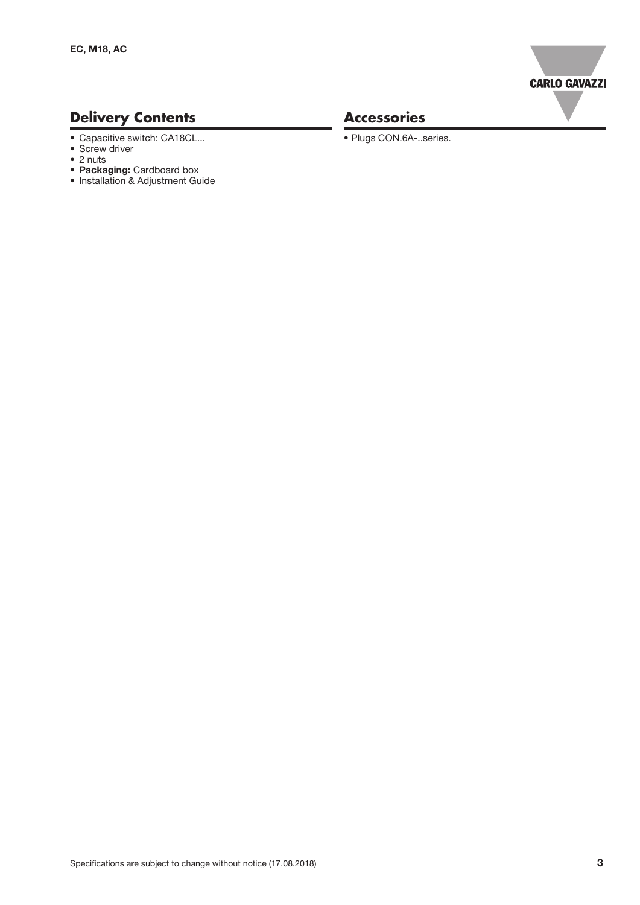## Delivery Contents

- Capacitive switch: CA18CL...
- Screw driver
- 2 nuts
- **Packaging:** Cardboard box
- Installation & Adjustment Guide

## Accessories

- Plugs CON.6A-..series.